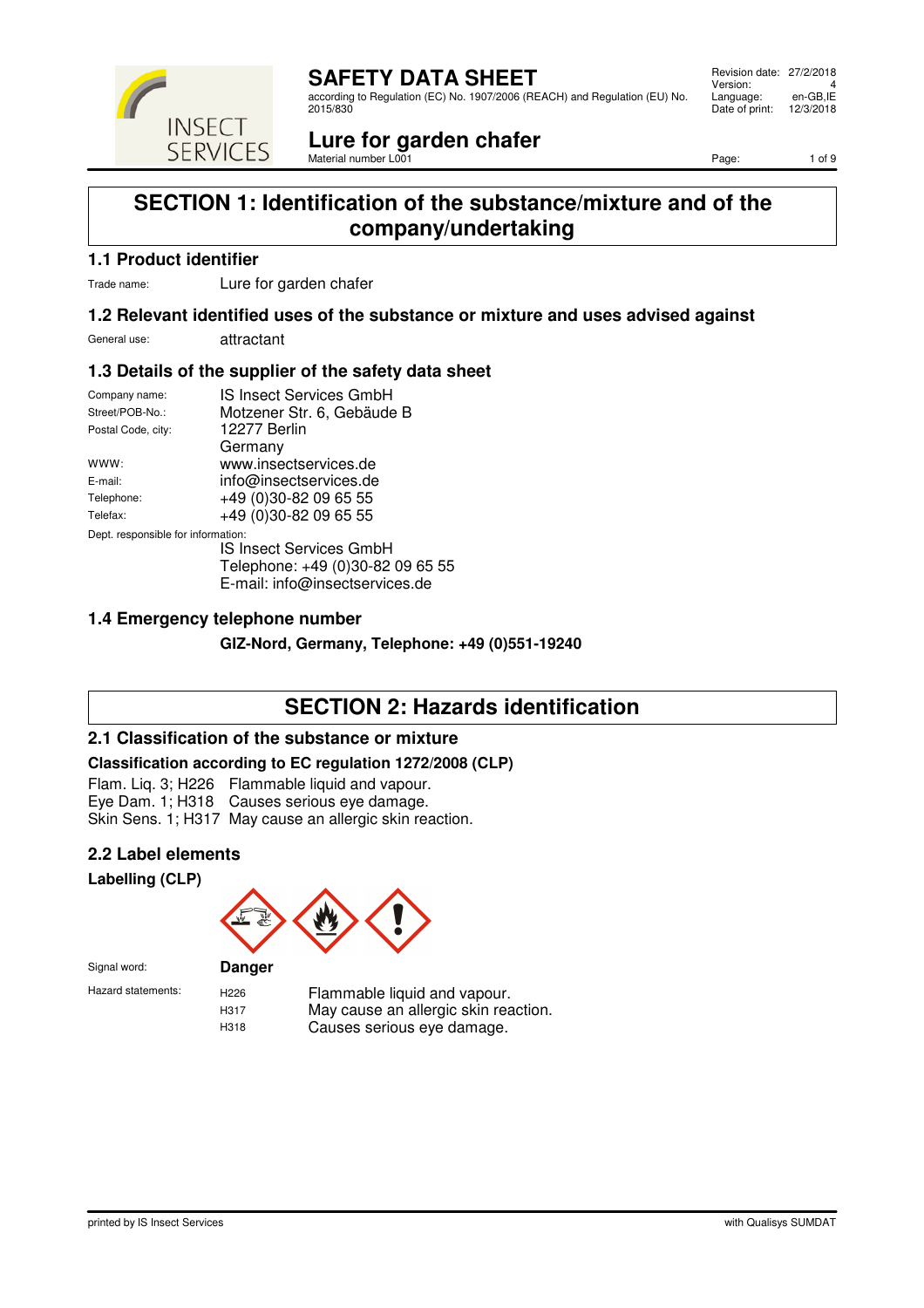# SAFETY DATA SHEET

according to Regulation (EC) No. 1907/2006 (REACH) and Regulation (EU) No. 2015/830

Revision date: 27/2/2018
Version: 4
Language: en-GB,IE
Date of print: 12/3/2018

## Lure for garden chafer

Material number L001

## SECTION 1: Identification of the substance/mixture and of the company/undertaking

### 1.1 Product identifier

Trade name: Lure for garden chafer

### 1.2 Relevant identified uses of the substance or mixture and uses advised against

General use: attractant

### 1.3 Details of the supplier of the safety data sheet

Company name: IS Insect Services GmbH
Street/POB-No.: Motzener Str. 6, Gebäude B
Postal Code, city: 12277 Berlin
Germany
WWW: www.insectservices.de
E-mail: info@insectservices.de
Telephone: +49 (0)30-82 09 65 55
Telefax: +49 (0)30-82 09 65 55

Dept. responsible for information:
IS Insect Services GmbH
Telephone: +49 (0)30-82 09 65 55
E-mail: info@insectservices.de

### 1.4 Emergency telephone number

**GIZ-Nord, Germany, Telephone: +49 (0)551-19240**

## SECTION 2: Hazards identification

### 2.1 Classification of the substance or mixture

**Classification according to EC regulation 1272/2008 (CLP)**

Flam. Liq. 3; H226 Flammable liquid and vapour.
Eye Dam. 1; H318 Causes serious eye damage.
Skin Sens. 1; H317 May cause an allergic skin reaction.

### 2.2 Label elements

**Labelling (CLP)**

Signal word: **Danger**

Hazard statements:

| | |
|---|---|
| H226 | Flammable liquid and vapour. |
| H317 | May cause an allergic skin reaction. |
| H318 | Causes serious eye damage. |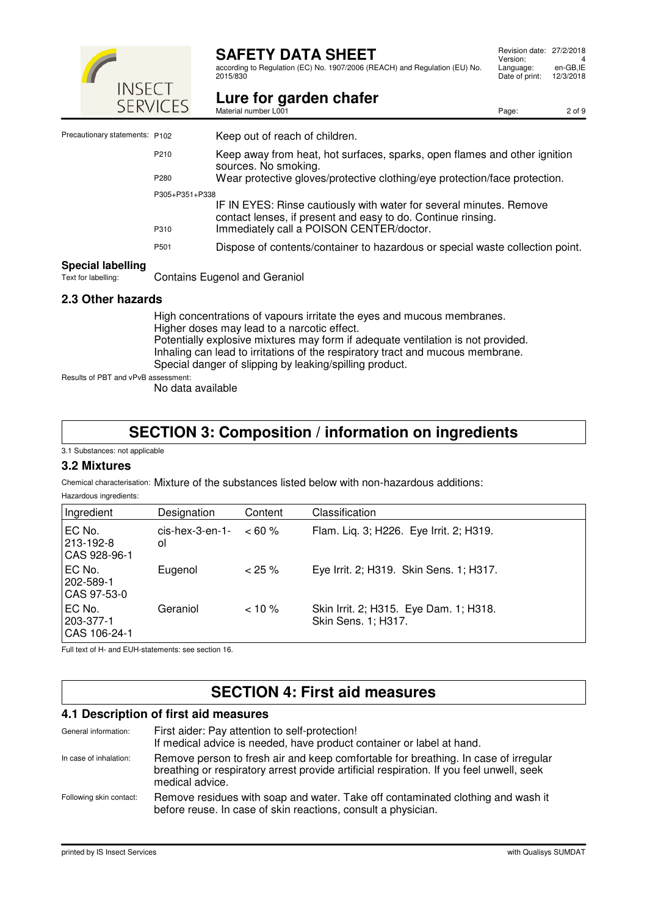Precautionary statements:

| | |
|---|---|
| P102 | Keep out of reach of children. |
| P210 | Keep away from heat, hot surfaces, sparks, open flames and other ignition sources. No smoking. |
| P280 | Wear protective gloves/protective clothing/eye protection/face protection. |
| P305+P351+P338 | IF IN EYES: Rinse cautiously with water for several minutes. Remove contact lenses, if present and easy to do. Continue rinsing. |
| P310 | Immediately call a POISON CENTER/doctor. |
| P501 | Dispose of contents/container to hazardous or special waste collection point. |

### Special labelling

Text for labelling: Contains Eugenol and Geraniol

### 2.3 Other hazards

High concentrations of vapours irritate the eyes and mucous membranes.
Higher doses may lead to a narcotic effect.
Potentially explosive mixtures may form if adequate ventilation is not provided.
Inhaling can lead to irritations of the respiratory tract and mucous membrane.
Special danger of slipping by leaking/spilling product.

Results of PBT and vPvB assessment:
No data available

## SECTION 3: Composition / information on ingredients

3.1 Substances: not applicable

### 3.2 Mixtures

Chemical characterisation: Mixture of the substances listed below with non-hazardous additions:

Hazardous ingredients:

| Ingredient | Designation | Content | Classification |
|---|---|---|---|
| EC No. 213-192-8 CAS 928-96-1 | cis-hex-3-en-1-ol | < 60 % | Flam. Liq. 3; H226. Eye Irrit. 2; H319. |
| EC No. 202-589-1 CAS 97-53-0 | Eugenol | < 25 % | Eye Irrit. 2; H319. Skin Sens. 1; H317. |
| EC No. 203-377-1 CAS 106-24-1 | Geraniol | < 10 % | Skin Irrit. 2; H315. Eye Dam. 1; H318. Skin Sens. 1; H317. |

Full text of H- and EUH-statements: see section 16.

## SECTION 4: First aid measures

### 4.1 Description of first aid measures

General information: First aider: Pay attention to self-protection!
If medical advice is needed, have product container or label at hand.

In case of inhalation: Remove person to fresh air and keep comfortable for breathing. In case of irregular breathing or respiratory arrest provide artificial respiration. If you feel unwell, seek medical advice.

Following skin contact: Remove residues with soap and water. Take off contaminated clothing and wash it before reuse. In case of skin reactions, consult a physician.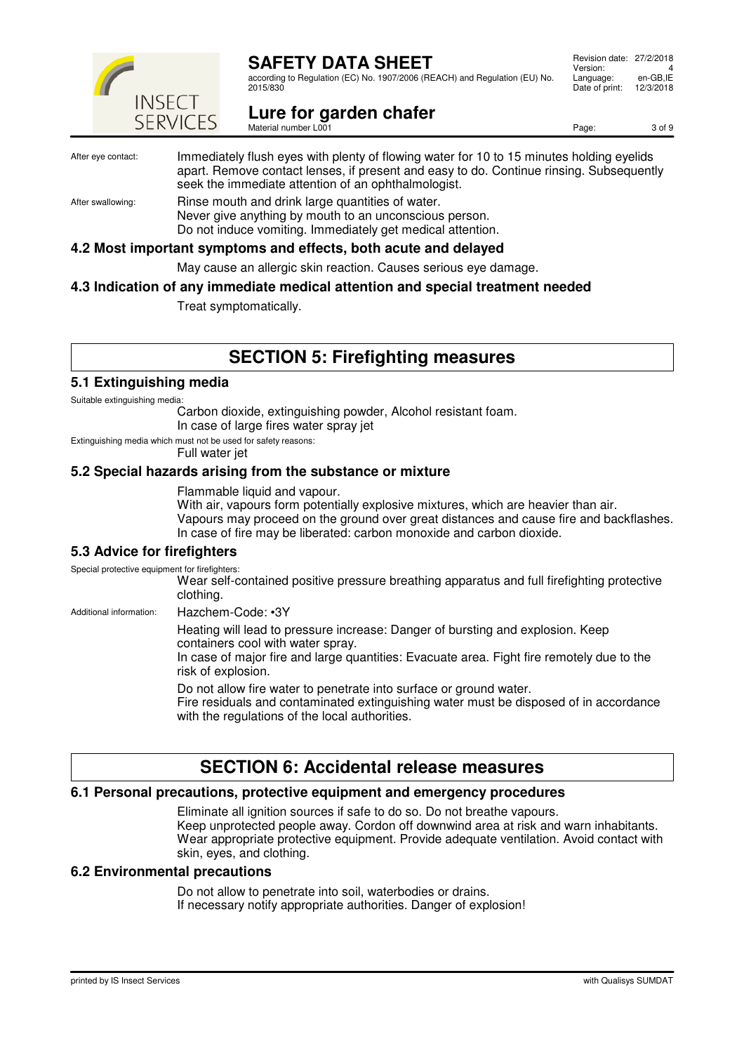After eye contact: Immediately flush eyes with plenty of flowing water for 10 to 15 minutes holding eyelids apart. Remove contact lenses, if present and easy to do. Continue rinsing. Subsequently seek the immediate attention of an ophthalmologist.

After swallowing: Rinse mouth and drink large quantities of water.
Never give anything by mouth to an unconscious person.
Do not induce vomiting. Immediately get medical attention.

### 4.2 Most important symptoms and effects, both acute and delayed

May cause an allergic skin reaction. Causes serious eye damage.

### 4.3 Indication of any immediate medical attention and special treatment needed

Treat symptomatically.

## SECTION 5: Firefighting measures

### 5.1 Extinguishing media

Suitable extinguishing media:
Carbon dioxide, extinguishing powder, Alcohol resistant foam.
In case of large fires water spray jet

Extinguishing media which must not be used for safety reasons:
Full water jet

### 5.2 Special hazards arising from the substance or mixture

Flammable liquid and vapour.
With air, vapours form potentially explosive mixtures, which are heavier than air.
Vapours may proceed on the ground over great distances and cause fire and backflashes.
In case of fire may be liberated: carbon monoxide and carbon dioxide.

### 5.3 Advice for firefighters

Special protective equipment for firefighters:
Wear self-contained positive pressure breathing apparatus and full firefighting protective clothing.

Additional information: Hazchem-Code: •3Y

Heating will lead to pressure increase: Danger of bursting and explosion. Keep containers cool with water spray.
In case of major fire and large quantities: Evacuate area. Fight fire remotely due to the risk of explosion.

Do not allow fire water to penetrate into surface or ground water.
Fire residuals and contaminated extinguishing water must be disposed of in accordance with the regulations of the local authorities.

## SECTION 6: Accidental release measures

### 6.1 Personal precautions, protective equipment and emergency procedures

Eliminate all ignition sources if safe to do so. Do not breathe vapours.
Keep unprotected people away. Cordon off downwind area at risk and warn inhabitants.
Wear appropriate protective equipment. Provide adequate ventilation. Avoid contact with skin, eyes, and clothing.

### 6.2 Environmental precautions

Do not allow to penetrate into soil, waterbodies or drains.
If necessary notify appropriate authorities. Danger of explosion!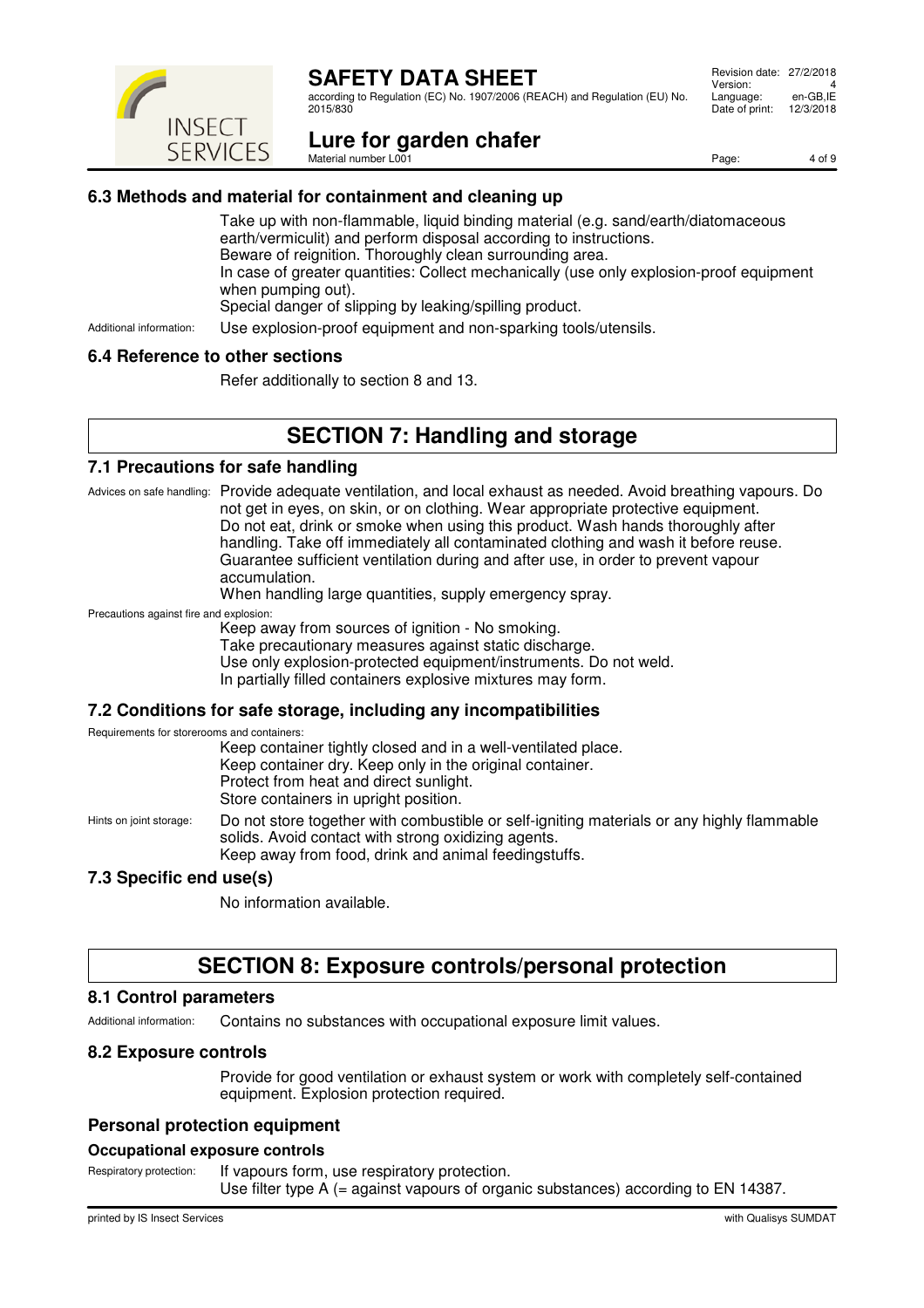### 6.3 Methods and material for containment and cleaning up

Take up with non-flammable, liquid binding material (e.g. sand/earth/diatomaceous earth/vermiculit) and perform disposal according to instructions.
Beware of reignition. Thoroughly clean surrounding area.
In case of greater quantities: Collect mechanically (use only explosion-proof equipment when pumping out).
Special danger of slipping by leaking/spilling product.

Additional information: Use explosion-proof equipment and non-sparking tools/utensils.

### 6.4 Reference to other sections

Refer additionally to section 8 and 13.

## SECTION 7: Handling and storage

### 7.1 Precautions for safe handling

Advices on safe handling: Provide adequate ventilation, and local exhaust as needed. Avoid breathing vapours. Do not get in eyes, on skin, or on clothing. Wear appropriate protective equipment.
Do not eat, drink or smoke when using this product. Wash hands thoroughly after handling. Take off immediately all contaminated clothing and wash it before reuse.
Guarantee sufficient ventilation during and after use, in order to prevent vapour accumulation.
When handling large quantities, supply emergency spray.

Precautions against fire and explosion:
Keep away from sources of ignition - No smoking.
Take precautionary measures against static discharge.
Use only explosion-protected equipment/instruments. Do not weld.
In partially filled containers explosive mixtures may form.

### 7.2 Conditions for safe storage, including any incompatibilities

Requirements for storerooms and containers:
Keep container tightly closed and in a well-ventilated place.
Keep container dry. Keep only in the original container.
Protect from heat and direct sunlight.
Store containers in upright position.

Hints on joint storage: Do not store together with combustible or self-igniting materials or any highly flammable solids. Avoid contact with strong oxidizing agents.
Keep away from food, drink and animal feedingstuffs.

### 7.3 Specific end use(s)

No information available.

## SECTION 8: Exposure controls/personal protection

### 8.1 Control parameters

Additional information: Contains no substances with occupational exposure limit values.

### 8.2 Exposure controls

Provide for good ventilation or exhaust system or work with completely self-contained equipment. Explosion protection required.

### Personal protection equipment

#### Occupational exposure controls

Respiratory protection: If vapours form, use respiratory protection.
Use filter type A (= against vapours of organic substances) according to EN 14387.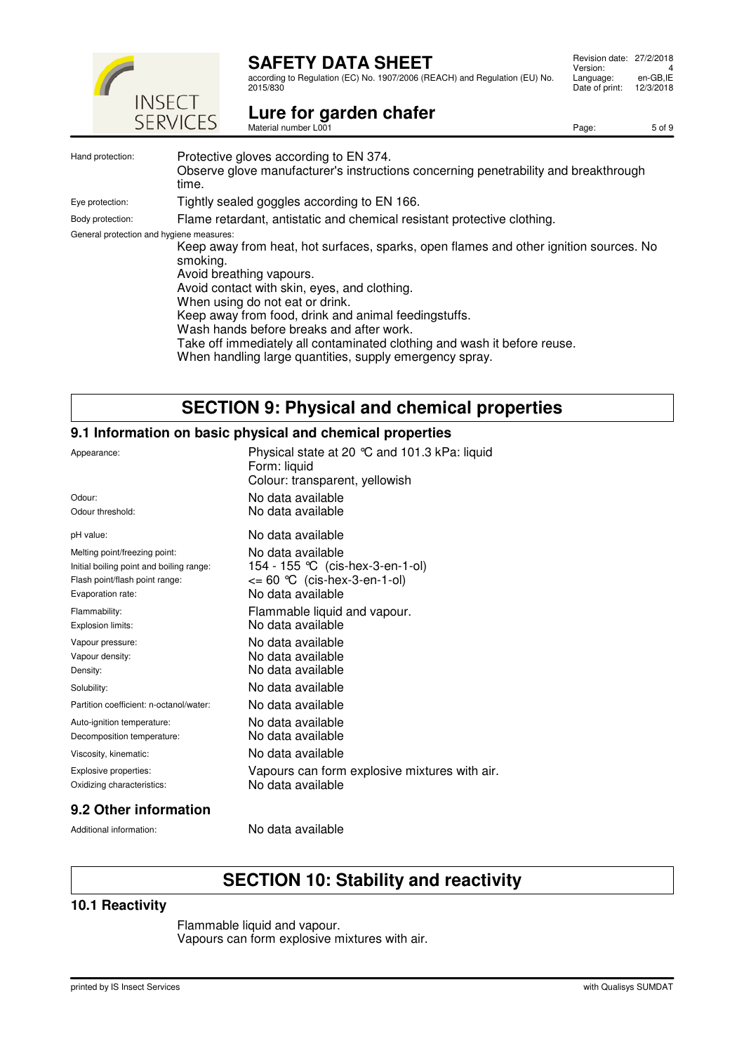| | |
|---|---|
| Hand protection: | Protective gloves according to EN 374.<br>Observe glove manufacturer's instructions concerning penetrability and breakthrough time. |
| Eye protection: | Tightly sealed goggles according to EN 166. |
| Body protection: | Flame retardant, antistatic and chemical resistant protective clothing. |

General protection and hygiene measures:

Keep away from heat, hot surfaces, sparks, open flames and other ignition sources. No smoking.
Avoid breathing vapours.
Avoid contact with skin, eyes, and clothing.
When using do not eat or drink.
Keep away from food, drink and animal feedingstuffs.
Wash hands before breaks and after work.
Take off immediately all contaminated clothing and wash it before reuse.
When handling large quantities, supply emergency spray.

# SECTION 9: Physical and chemical properties

## 9.1 Information on basic physical and chemical properties

| | |
|---|---|
| Appearance: | Physical state at 20 °C and 101.3 kPa: liquid<br>Form: liquid<br>Colour: transparent, yellowish |
| Odour: | No data available |
| Odour threshold: | No data available |
| pH value: | No data available |
| Melting point/freezing point: | No data available |
| Initial boiling point and boiling range: | 154 - 155 °C (cis-hex-3-en-1-ol) |
| Flash point/flash point range: | <= 60 °C (cis-hex-3-en-1-ol) |
| Evaporation rate: | No data available |
| Flammability: | Flammable liquid and vapour. |
| Explosion limits: | No data available |
| Vapour pressure: | No data available |
| Vapour density: | No data available |
| Density: | No data available |
| Solubility: | No data available |
| Partition coefficient: n-octanol/water: | No data available |
| Auto-ignition temperature: | No data available |
| Decomposition temperature: | No data available |
| Viscosity, kinematic: | No data available |
| Explosive properties: | Vapours can form explosive mixtures with air. |
| Oxidizing characteristics: | No data available |

## 9.2 Other information

| | |
|---|---|
| Additional information: | No data available |

# SECTION 10: Stability and reactivity

## 10.1 Reactivity

Flammable liquid and vapour.
Vapours can form explosive mixtures with air.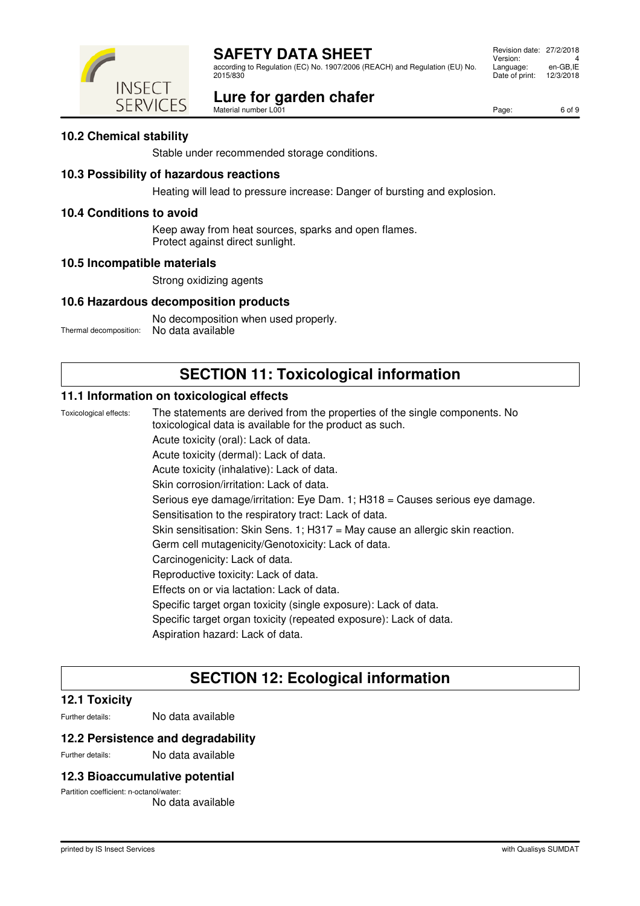### 10.2 Chemical stability

Stable under recommended storage conditions.

### 10.3 Possibility of hazardous reactions

Heating will lead to pressure increase: Danger of bursting and explosion.

### 10.4 Conditions to avoid

Keep away from heat sources, sparks and open flames.
Protect against direct sunlight.

### 10.5 Incompatible materials

Strong oxidizing agents

### 10.6 Hazardous decomposition products

No decomposition when used properly.

Thermal decomposition: No data available

## SECTION 11: Toxicological information

### 11.1 Information on toxicological effects

Toxicological effects: The statements are derived from the properties of the single components. No toxicological data is available for the product as such.

Acute toxicity (oral): Lack of data.

Acute toxicity (dermal): Lack of data.

Acute toxicity (inhalative): Lack of data.

Skin corrosion/irritation: Lack of data.

Serious eye damage/irritation: Eye Dam. 1; H318 = Causes serious eye damage.

Sensitisation to the respiratory tract: Lack of data.

Skin sensitisation: Skin Sens. 1; H317 = May cause an allergic skin reaction.

Germ cell mutagenicity/Genotoxicity: Lack of data.

Carcinogenicity: Lack of data.

Reproductive toxicity: Lack of data.

Effects on or via lactation: Lack of data.

Specific target organ toxicity (single exposure): Lack of data.

Specific target organ toxicity (repeated exposure): Lack of data.

Aspiration hazard: Lack of data.

## SECTION 12: Ecological information

### 12.1 Toxicity

Further details: No data available

### 12.2 Persistence and degradability

Further details: No data available

### 12.3 Bioaccumulative potential

Partition coefficient: n-octanol/water:
No data available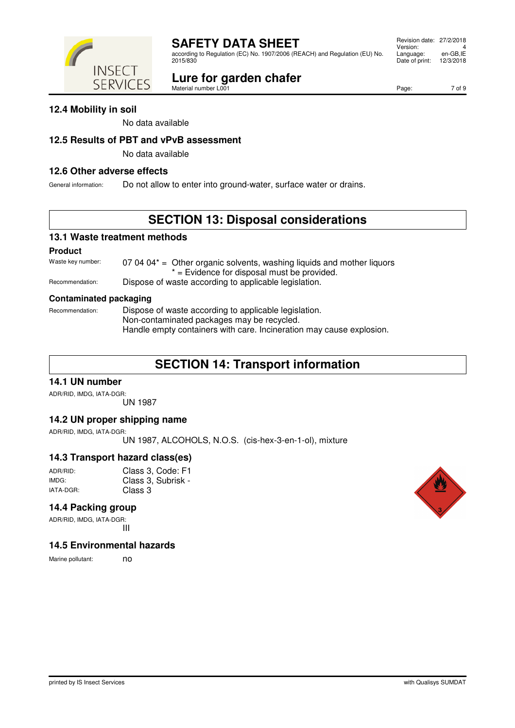### 12.4 Mobility in soil

No data available

### 12.5 Results of PBT and vPvB assessment

No data available

### 12.6 Other adverse effects

General information: Do not allow to enter into ground-water, surface water or drains.

## SECTION 13: Disposal considerations

### 13.1 Waste treatment methods

**Product**

Waste key number: 07 04 04* = Other organic solvents, washing liquids and mother liquors
* = Evidence for disposal must be provided.

Recommendation: Dispose of waste according to applicable legislation.

**Contaminated packaging**

Recommendation: Dispose of waste according to applicable legislation.
Non-contaminated packages may be recycled.
Handle empty containers with care. Incineration may cause explosion.

## SECTION 14: Transport information

### 14.1 UN number

ADR/RID, IMDG, IATA-DGR:
UN 1987

### 14.2 UN proper shipping name

ADR/RID, IMDG, IATA-DGR:
UN 1987, ALCOHOLS, N.O.S. (cis-hex-3-en-1-ol), mixture

### 14.3 Transport hazard class(es)

ADR/RID: Class 3, Code: F1
IMDG: Class 3, Subrisk -
IATA-DGR: Class 3

### 14.4 Packing group

ADR/RID, IMDG, IATA-DGR:
III

### 14.5 Environmental hazards

Marine pollutant: no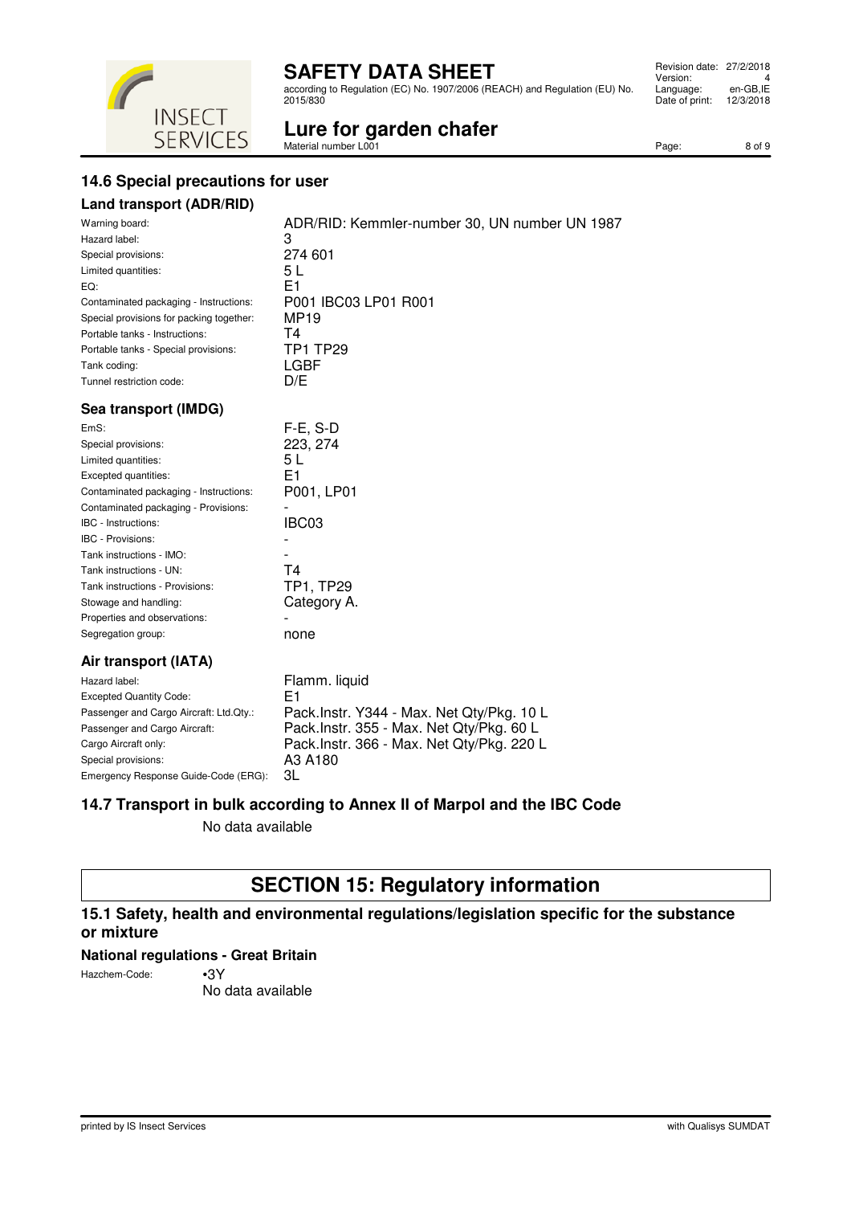## 14.6 Special precautions for user

### Land transport (ADR/RID)

| | |
|---|---|
| Warning board: | ADR/RID: Kemmler-number 30, UN number UN 1987 |
| Hazard label: | 3 |
| Special provisions: | 274 601 |
| Limited quantities: | 5 L |
| EQ: | E1 |
| Contaminated packaging - Instructions: | P001 IBC03 LP01 R001 |
| Special provisions for packing together: | MP19 |
| Portable tanks - Instructions: | T4 |
| Portable tanks - Special provisions: | TP1 TP29 |
| Tank coding: | LGBF |
| Tunnel restriction code: | D/E |

### Sea transport (IMDG)

| | |
|---|---|
| EmS: | F-E, S-D |
| Special provisions: | 223, 274 |
| Limited quantities: | 5 L |
| Excepted quantities: | E1 |
| Contaminated packaging - Instructions: | P001, LP01 |
| Contaminated packaging - Provisions: | - |
| IBC - Instructions: | IBC03 |
| IBC - Provisions: | - |
| Tank instructions - IMO: | - |
| Tank instructions - UN: | T4 |
| Tank instructions - Provisions: | TP1, TP29 |
| Stowage and handling: | Category A. |
| Properties and observations: | - |
| Segregation group: | none |

### Air transport (IATA)

| | |
|---|---|
| Hazard label: | Flamm. liquid |
| Excepted Quantity Code: | E1 |
| Passenger and Cargo Aircraft: Ltd.Qty.: | Pack.Instr. Y344 - Max. Net Qty/Pkg. 10 L |
| Passenger and Cargo Aircraft: | Pack.Instr. 355 - Max. Net Qty/Pkg. 60 L |
| Cargo Aircraft only: | Pack.Instr. 366 - Max. Net Qty/Pkg. 220 L |
| Special provisions: | A3 A180 |
| Emergency Response Guide-Code (ERG): | 3L |

## 14.7 Transport in bulk according to Annex II of Marpol and the IBC Code

No data available

# SECTION 15: Regulatory information

## 15.1 Safety, health and environmental regulations/legislation specific for the substance or mixture

### National regulations - Great Britain

Hazchem-Code: •3Y

No data available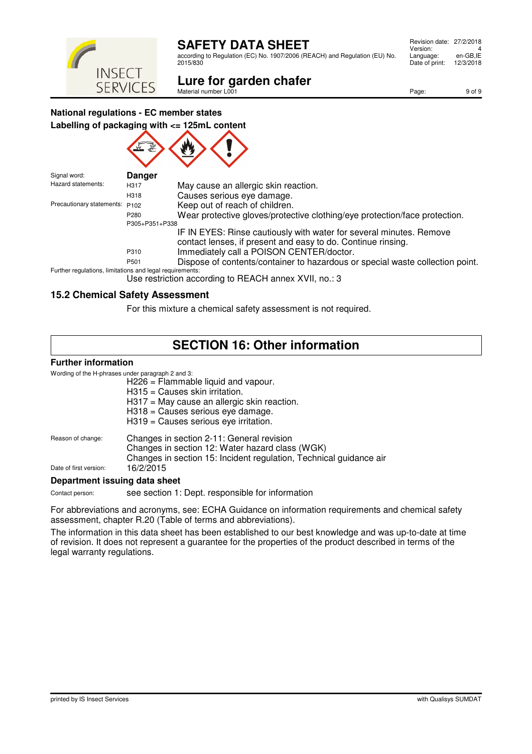### National regulations - EC member states

### Labelling of packaging with <= 125mL content

Signal word: **Danger**

Hazard statements:

| | | |
|---|---|---|
| Hazard statements: | H317 | May cause an allergic skin reaction. |
| | H318 | Causes serious eye damage. |
| Precautionary statements: | P102 | Keep out of reach of children. |
| | P280 | Wear protective gloves/protective clothing/eye protection/face protection. |
| | P305+P351+P338 | IF IN EYES: Rinse cautiously with water for several minutes. Remove contact lenses, if present and easy to do. Continue rinsing. |
| | P310 | Immediately call a POISON CENTER/doctor. |
| | P501 | Dispose of contents/container to hazardous or special waste collection point. |

Further regulations, limitations and legal requirements:

Use restriction according to REACH annex XVII, no.: 3

### 15.2 Chemical Safety Assessment

For this mixture a chemical safety assessment is not required.

## SECTION 16: Other information

### Further information

Wording of the H-phrases under paragraph 2 and 3:

H226 = Flammable liquid and vapour.
H315 = Causes skin irritation.
H317 = May cause an allergic skin reaction.
H318 = Causes serious eye damage.
H319 = Causes serious eye irritation.

Reason of change:

Changes in section 2-11: General revision
Changes in section 12: Water hazard class (WGK)
Changes in section 15: Incident regulation, Technical guidance air

Date of first version: 16/2/2015

### Department issuing data sheet

Contact person: see section 1: Dept. responsible for information

For abbreviations and acronyms, see: ECHA Guidance on information requirements and chemical safety assessment, chapter R.20 (Table of terms and abbreviations).

The information in this data sheet has been established to our best knowledge and was up-to-date at time of revision. It does not represent a guarantee for the properties of the product described in terms of the legal warranty regulations.